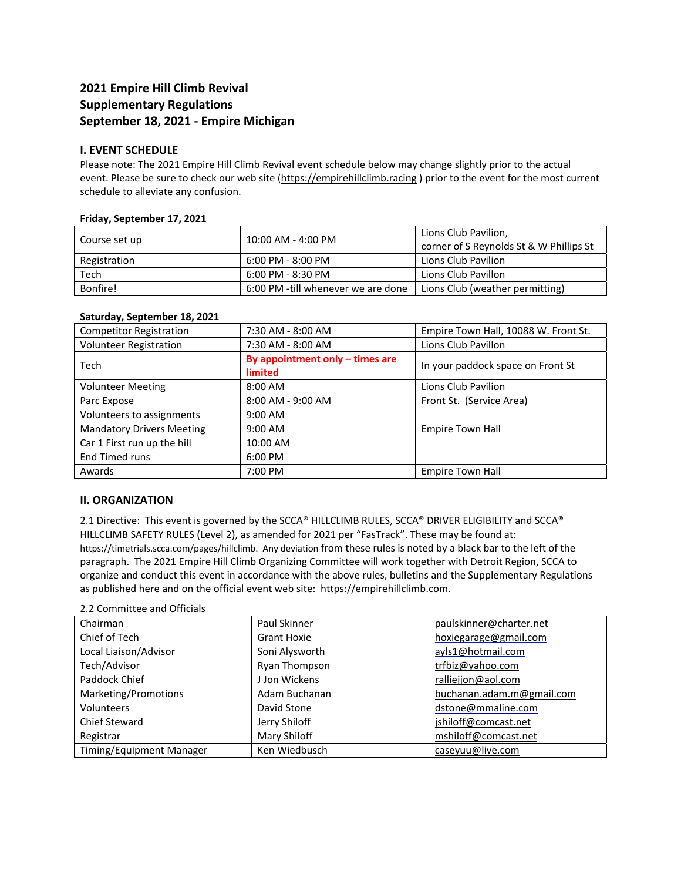# 2021 Empire Hill Climb Revival
# Supplementary Regulations
# September 18, 2021 - Empire Michigan

## I. EVENT SCHEDULE

Please note: The 2021 Empire Hill Climb Revival event schedule below may change slightly prior to the actual event. Please be sure to check our web site (https://empirehillclimb.racing ) prior to the event for the most current schedule to alleviate any confusion.

**Friday, September 17, 2021**

| | | |
|---|---|---|
| Course set up | 10:00 AM - 4:00 PM | Lions Club Pavilion, corner of S Reynolds St & W Phillips St |
| Registration | 6:00 PM - 8:00 PM | Lions Club Pavilion |
| Tech | 6:00 PM - 8:30 PM | Lions Club Pavillon |
| Bonfire! | 6:00 PM -till whenever we are done | Lions Club (weather permitting) |

**Saturday, September 18, 2021**

| | | |
|---|---|---|
| Competitor Registration | 7:30 AM - 8:00 AM | Empire Town Hall, 10088 W. Front St. |
| Volunteer Registration | 7:30 AM - 8:00 AM | Lions Club Pavillon |
| Tech | **By appointment only – times are limited** | In your paddock space on Front St |
| Volunteer Meeting | 8:00 AM | Lions Club Pavilion |
| Parc Expose | 8:00 AM - 9:00 AM | Front St. (Service Area) |
| Volunteers to assignments | 9:00 AM | |
| Mandatory Drivers Meeting | 9:00 AM | Empire Town Hall |
| Car 1 First run up the hill | 10:00 AM | |
| End Timed runs | 6:00 PM | |
| Awards | 7:00 PM | Empire Town Hall |

## II. ORGANIZATION

2.1 Directive: This event is governed by the SCCA® HILLCLIMB RULES, SCCA® DRIVER ELIGIBILITY and SCCA® HILLCLIMB SAFETY RULES (Level 2), as amended for 2021 per "FasTrack". These may be found at: https://timetrials.scca.com/pages/hillclimb. Any deviation from these rules is noted by a black bar to the left of the paragraph. The 2021 Empire Hill Climb Organizing Committee will work together with Detroit Region, SCCA to organize and conduct this event in accordance with the above rules, bulletins and the Supplementary Regulations as published here and on the official event web site: https://empirehillclimb.com.

2.2 Committee and Officials

| | | |
|---|---|---|
| Chairman | Paul Skinner | paulskinner@charter.net |
| Chief of Tech | Grant Hoxie | hoxiegarage@gmail.com |
| Local Liaison/Advisor | Soni Alysworth | ayls1@hotmail.com |
| Tech/Advisor | Ryan Thompson | trfbiz@yahoo.com |
| Paddock Chief | J Jon Wickens | ralliejjon@aol.com |
| Marketing/Promotions | Adam Buchanan | buchanan.adam.m@gmail.com |
| Volunteers | David Stone | dstone@mmaline.com |
| Chief Steward | Jerry Shiloff | jshiloff@comcast.net |
| Registrar | Mary Shiloff | mshiloff@comcast.net |
| Timing/Equipment Manager | Ken Wiedbusch | caseyuu@live.com |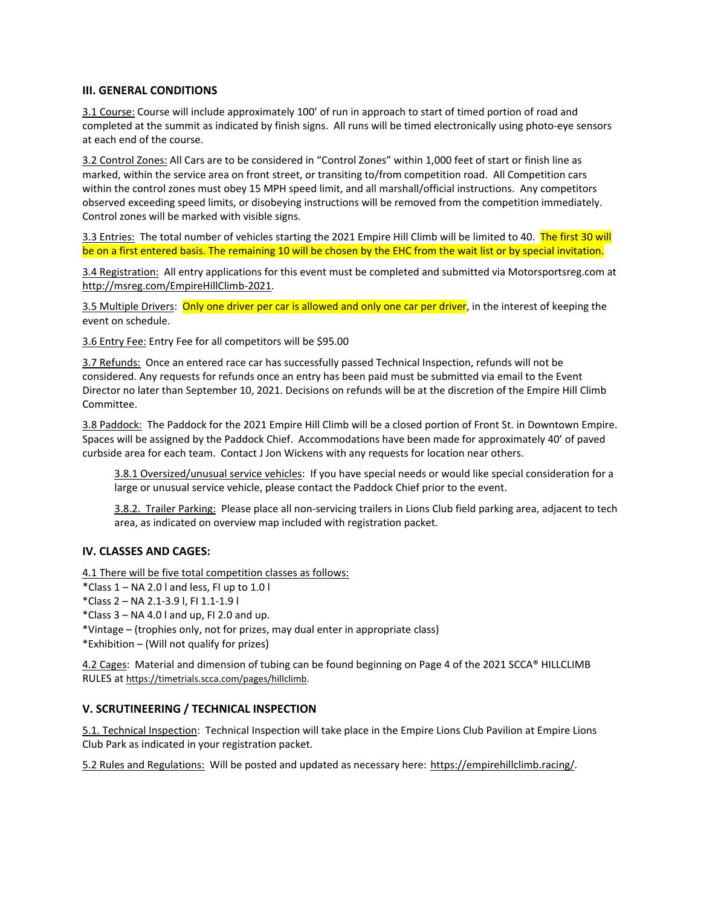## III. GENERAL CONDITIONS

3.1 Course: Course will include approximately 100' of run in approach to start of timed portion of road and completed at the summit as indicated by finish signs. All runs will be timed electronically using photo-eye sensors at each end of the course.

3.2 Control Zones: All Cars are to be considered in "Control Zones" within 1,000 feet of start or finish line as marked, within the service area on front street, or transiting to/from competition road. All Competition cars within the control zones must obey 15 MPH speed limit, and all marshall/official instructions. Any competitors observed exceeding speed limits, or disobeying instructions will be removed from the competition immediately. Control zones will be marked with visible signs.

3.3 Entries: The total number of vehicles starting the 2021 Empire Hill Climb will be limited to 40. The first 30 will be on a first entered basis. The remaining 10 will be chosen by the EHC from the wait list or by special invitation.

3.4 Registration: All entry applications for this event must be completed and submitted via Motorsportsreg.com at http://msreg.com/EmpireHillClimb-2021.

3.5 Multiple Drivers: Only one driver per car is allowed and only one car per driver, in the interest of keeping the event on schedule.

3.6 Entry Fee: Entry Fee for all competitors will be $95.00

3.7 Refunds: Once an entered race car has successfully passed Technical Inspection, refunds will not be considered. Any requests for refunds once an entry has been paid must be submitted via email to the Event Director no later than September 10, 2021. Decisions on refunds will be at the discretion of the Empire Hill Climb Committee.

3.8 Paddock: The Paddock for the 2021 Empire Hill Climb will be a closed portion of Front St. in Downtown Empire. Spaces will be assigned by the Paddock Chief. Accommodations have been made for approximately 40' of paved curbside area for each team. Contact J Jon Wickens with any requests for location near others.

> 3.8.1 Oversized/unusual service vehicles: If you have special needs or would like special consideration for a large or unusual service vehicle, please contact the Paddock Chief prior to the event.
>
> 3.8.2. Trailer Parking: Please place all non-servicing trailers in Lions Club field parking area, adjacent to tech area, as indicated on overview map included with registration packet.

## IV. CLASSES AND CAGES:

4.1 There will be five total competition classes as follows:

*Class 1 – NA 2.0 l and less, FI up to 1.0 l
*Class 2 – NA 2.1-3.9 l, FI 1.1-1.9 l
*Class 3 – NA 4.0 l and up, FI 2.0 and up.
*Vintage – (trophies only, not for prizes, may dual enter in appropriate class)
*Exhibition – (Will not qualify for prizes)

4.2 Cages: Material and dimension of tubing can be found beginning on Page 4 of the 2021 SCCA® HILLCLIMB RULES at https://timetrials.scca.com/pages/hillclimb.

## V. SCRUTINEERING / TECHNICAL INSPECTION

5.1. Technical Inspection: Technical Inspection will take place in the Empire Lions Club Pavilion at Empire Lions Club Park as indicated in your registration packet.

5.2 Rules and Regulations: Will be posted and updated as necessary here: https://empirehillclimb.racing/.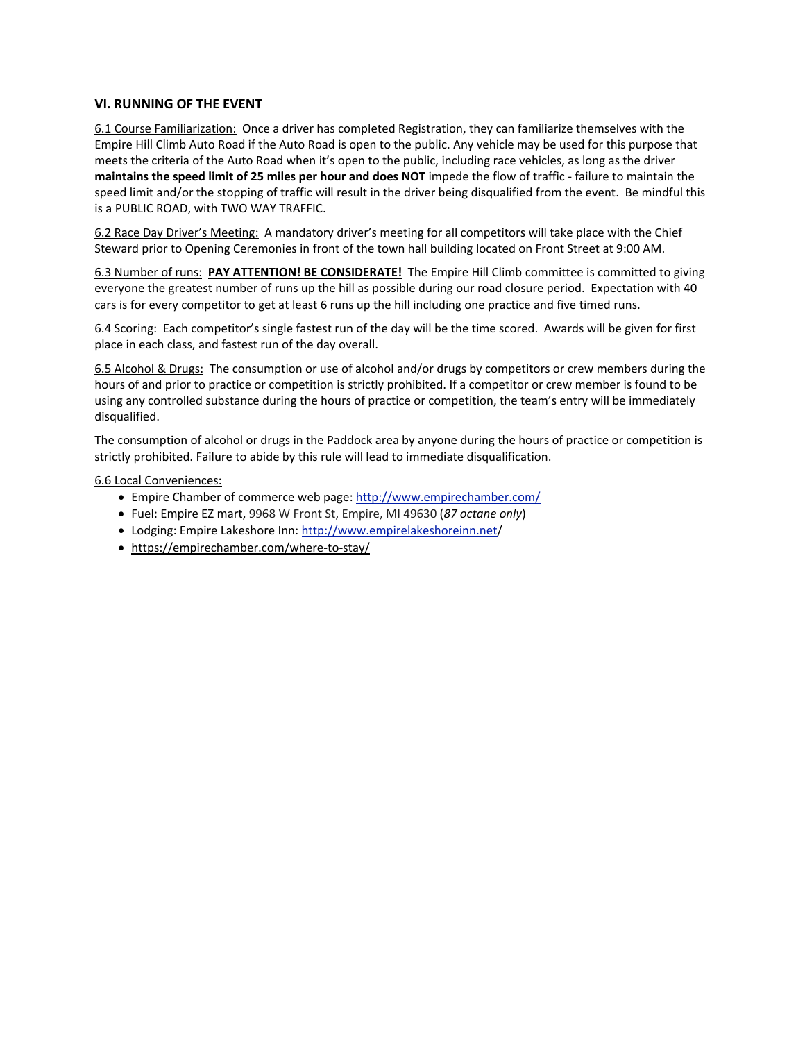## VI. RUNNING OF THE EVENT

6.1 Course Familiarization: Once a driver has completed Registration, they can familiarize themselves with the Empire Hill Climb Auto Road if the Auto Road is open to the public. Any vehicle may be used for this purpose that meets the criteria of the Auto Road when it's open to the public, including race vehicles, as long as the driver **maintains the speed limit of 25 miles per hour and does NOT** impede the flow of traffic - failure to maintain the speed limit and/or the stopping of traffic will result in the driver being disqualified from the event. Be mindful this is a PUBLIC ROAD, with TWO WAY TRAFFIC.

6.2 Race Day Driver's Meeting: A mandatory driver's meeting for all competitors will take place with the Chief Steward prior to Opening Ceremonies in front of the town hall building located on Front Street at 9:00 AM.

6.3 Number of runs: **PAY ATTENTION! BE CONSIDERATE!** The Empire Hill Climb committee is committed to giving everyone the greatest number of runs up the hill as possible during our road closure period. Expectation with 40 cars is for every competitor to get at least 6 runs up the hill including one practice and five timed runs.

6.4 Scoring: Each competitor's single fastest run of the day will be the time scored. Awards will be given for first place in each class, and fastest run of the day overall.

6.5 Alcohol & Drugs: The consumption or use of alcohol and/or drugs by competitors or crew members during the hours of and prior to practice or competition is strictly prohibited. If a competitor or crew member is found to be using any controlled substance during the hours of practice or competition, the team's entry will be immediately disqualified.

The consumption of alcohol or drugs in the Paddock area by anyone during the hours of practice or competition is strictly prohibited. Failure to abide by this rule will lead to immediate disqualification.

6.6 Local Conveniences:

- Empire Chamber of commerce web page: http://www.empirechamber.com/
- Fuel: Empire EZ mart, 9968 W Front St, Empire, MI 49630 (*87 octane only*)
- Lodging: Empire Lakeshore Inn: http://www.empirelakeshoreinn.net/
- https://empirechamber.com/where-to-stay/